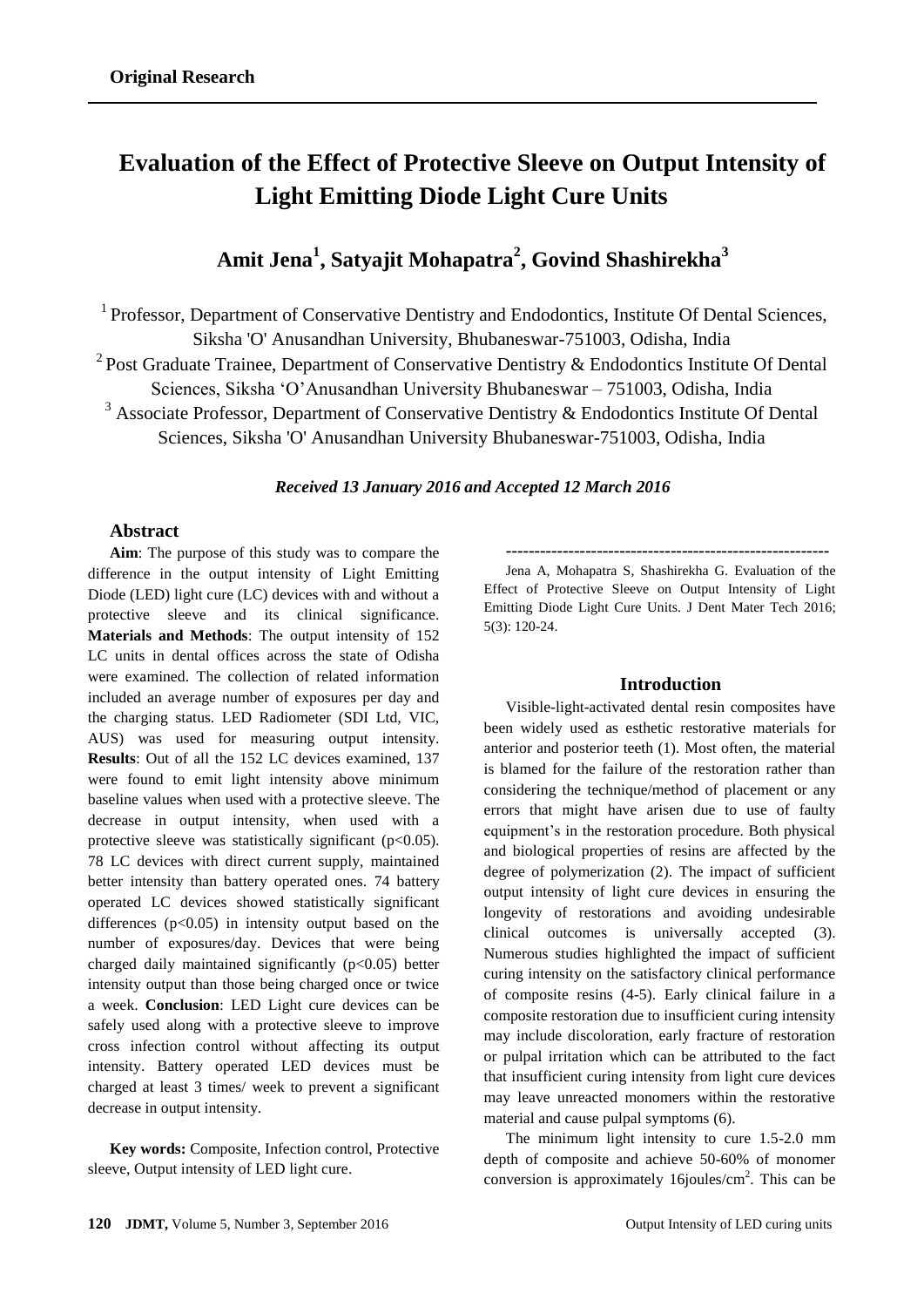**Original Research**

# Evaluation of the Effect of Protective Sleeve on Output Intensity of Light Emitting Diode Light Cure Units

## Amit Jena[1], Satyajit Mohapatra[2], Govind Shashirekha[3]

[1] Professor, Department of Conservative Dentistry and Endodontics, Institute Of Dental Sciences, Siksha 'O' Anusandhan University, Bhubaneswar-751003, Odisha, India

[2] Post Graduate Trainee, Department of Conservative Dentistry & Endodontics Institute Of Dental Sciences, Siksha 'O'Anusandhan University Bhubaneswar – 751003, Odisha, India

[3] Associate Professor, Department of Conservative Dentistry & Endodontics Institute Of Dental Sciences, Siksha 'O' Anusandhan University Bhubaneswar-751003, Odisha, India

***Received 13 January 2016 and Accepted 12 March 2016***

### Abstract

**Aim**: The purpose of this study was to compare the difference in the output intensity of Light Emitting Diode (LED) light cure (LC) devices with and without a protective sleeve and its clinical significance. **Materials and Methods**: The output intensity of 152 LC units in dental offices across the state of Odisha were examined. The collection of related information included an average number of exposures per day and the charging status. LED Radiometer (SDI Ltd, VIC, AUS) was used for measuring output intensity. **Results**: Out of all the 152 LC devices examined, 137 were found to emit light intensity above minimum baseline values when used with a protective sleeve. The decrease in output intensity, when used with a protective sleeve was statistically significant ($p<0.05$). 78 LC devices with direct current supply, maintained better intensity than battery operated ones. 74 battery operated LC devices showed statistically significant differences ($p<0.05$) in intensity output based on the number of exposures/day. Devices that were being charged daily maintained significantly ($p<0.05$) better intensity output than those being charged once or twice a week. **Conclusion**: LED Light cure devices can be safely used along with a protective sleeve to improve cross infection control without affecting its output intensity. Battery operated LED devices must be charged at least 3 times/ week to prevent a significant decrease in output intensity.

**Key words:** Composite, Infection control, Protective sleeve, Output intensity of LED light cure.

---

Jena A, Mohapatra S, Shashirekha G. Evaluation of the Effect of Protective Sleeve on Output Intensity of Light Emitting Diode Light Cure Units. J Dent Mater Tech 2016; 5(3): 120-24.

### Introduction

Visible-light-activated dental resin composites have been widely used as esthetic restorative materials for anterior and posterior teeth (1). Most often, the material is blamed for the failure of the restoration rather than considering the technique/method of placement or any errors that might have arisen due to use of faulty equipment's in the restoration procedure. Both physical and biological properties of resins are affected by the degree of polymerization (2). The impact of sufficient output intensity of light cure devices in ensuring the longevity of restorations and avoiding undesirable clinical outcomes is universally accepted (3). Numerous studies highlighted the impact of sufficient curing intensity on the satisfactory clinical performance of composite resins (4-5). Early clinical failure in a composite restoration due to insufficient curing intensity may include discoloration, early fracture of restoration or pulpal irritation which can be attributed to the fact that insufficient curing intensity from light cure devices may leave unreacted monomers within the restorative material and cause pulpal symptoms (6).

The minimum light intensity to cure 1.5-2.0 mm depth of composite and achieve 50-60% of monomer conversion is approximately 16joules/cm$^2$. This can be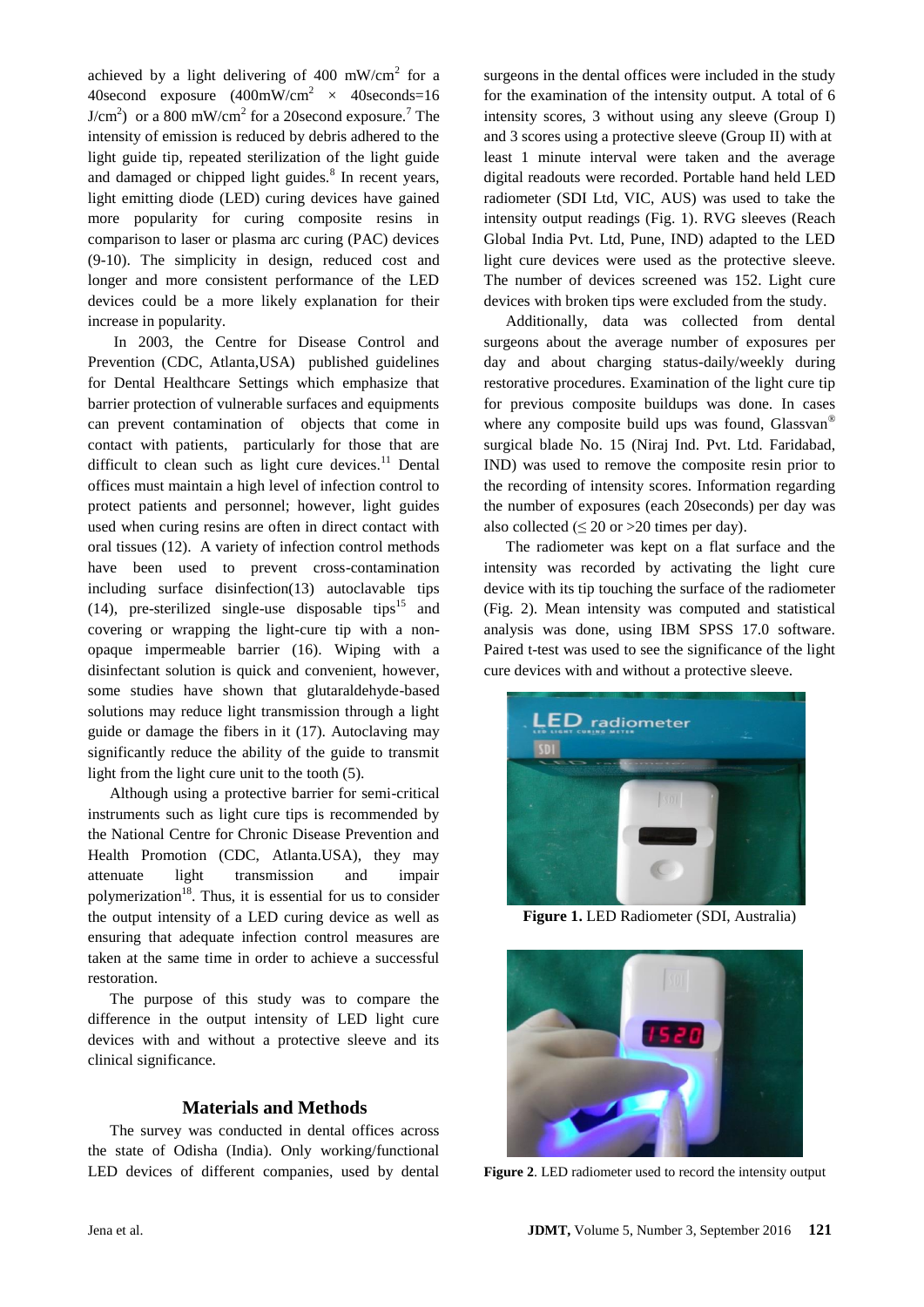achieved by a light delivering of 400 $mW/cm^2$ for a 40second exposure ($400mW/cm^2 \times 40seconds=16 J/cm^2$) or a 800 $mW/cm^2$ for a 20second exposure.[7] The intensity of emission is reduced by debris adhered to the light guide tip, repeated sterilization of the light guide and damaged or chipped light guides.[8] In recent years, light emitting diode (LED) curing devices have gained more popularity for curing composite resins in comparison to laser or plasma arc curing (PAC) devices (9-10). The simplicity in design, reduced cost and longer and more consistent performance of the LED devices could be a more likely explanation for their increase in popularity.

In 2003, the Centre for Disease Control and Prevention (CDC, Atlanta,USA) published guidelines for Dental Healthcare Settings which emphasize that barrier protection of vulnerable surfaces and equipments can prevent contamination of objects that come in contact with patients, particularly for those that are difficult to clean such as light cure devices.[11] Dental offices must maintain a high level of infection control to protect patients and personnel; however, light guides used when curing resins are often in direct contact with oral tissues (12). A variety of infection control methods have been used to prevent cross-contamination including surface disinfection(13) autoclavable tips (14), pre-sterilized single-use disposable tips[15] and covering or wrapping the light-cure tip with a non-opaque impermeable barrier (16). Wiping with a disinfectant solution is quick and convenient, however, some studies have shown that glutaraldehyde-based solutions may reduce light transmission through a light guide or damage the fibers in it (17). Autoclaving may significantly reduce the ability of the guide to transmit light from the light cure unit to the tooth (5).

Although using a protective barrier for semi-critical instruments such as light cure tips is recommended by the National Centre for Chronic Disease Prevention and Health Promotion (CDC, Atlanta.USA), they may attenuate light transmission and impair polymerization[18]. Thus, it is essential for us to consider the output intensity of a LED curing device as well as ensuring that adequate infection control measures are taken at the same time in order to achieve a successful restoration.

The purpose of this study was to compare the difference in the output intensity of LED light cure devices with and without a protective sleeve and its clinical significance.

## Materials and Methods

The survey was conducted in dental offices across the state of Odisha (India). Only working/functional LED devices of different companies, used by dental surgeons in the dental offices were included in the study for the examination of the intensity output. A total of 6 intensity scores, 3 without using any sleeve (Group I) and 3 scores using a protective sleeve (Group II) with at least 1 minute interval were taken and the average digital readouts were recorded. Portable hand held LED radiometer (SDI Ltd, VIC, AUS) was used to take the intensity output readings (Fig. 1). RVG sleeves (Reach Global India Pvt. Ltd, Pune, IND) adapted to the LED light cure devices were used as the protective sleeve. The number of devices screened was 152. Light cure devices with broken tips were excluded from the study.

Additionally, data was collected from dental surgeons about the average number of exposures per day and about charging status-daily/weekly during restorative procedures. Examination of the light cure tip for previous composite buildups was done. In cases where any composite build ups was found, Glassvan® surgical blade No. 15 (Niraj Ind. Pvt. Ltd. Faridabad, IND) was used to remove the composite resin prior to the recording of intensity scores. Information regarding the number of exposures (each 20seconds) per day was also collected ($\leq 20$ or $>20$ times per day).

The radiometer was kept on a flat surface and the intensity was recorded by activating the light cure device with its tip touching the surface of the radiometer (Fig. 2). Mean intensity was computed and statistical analysis was done, using IBM SPSS 17.0 software. Paired t-test was used to see the significance of the light cure devices with and without a protective sleeve.

**Figure 1.** LED Radiometer (SDI, Australia)

**Figure 2**. LED radiometer used to record the intensity output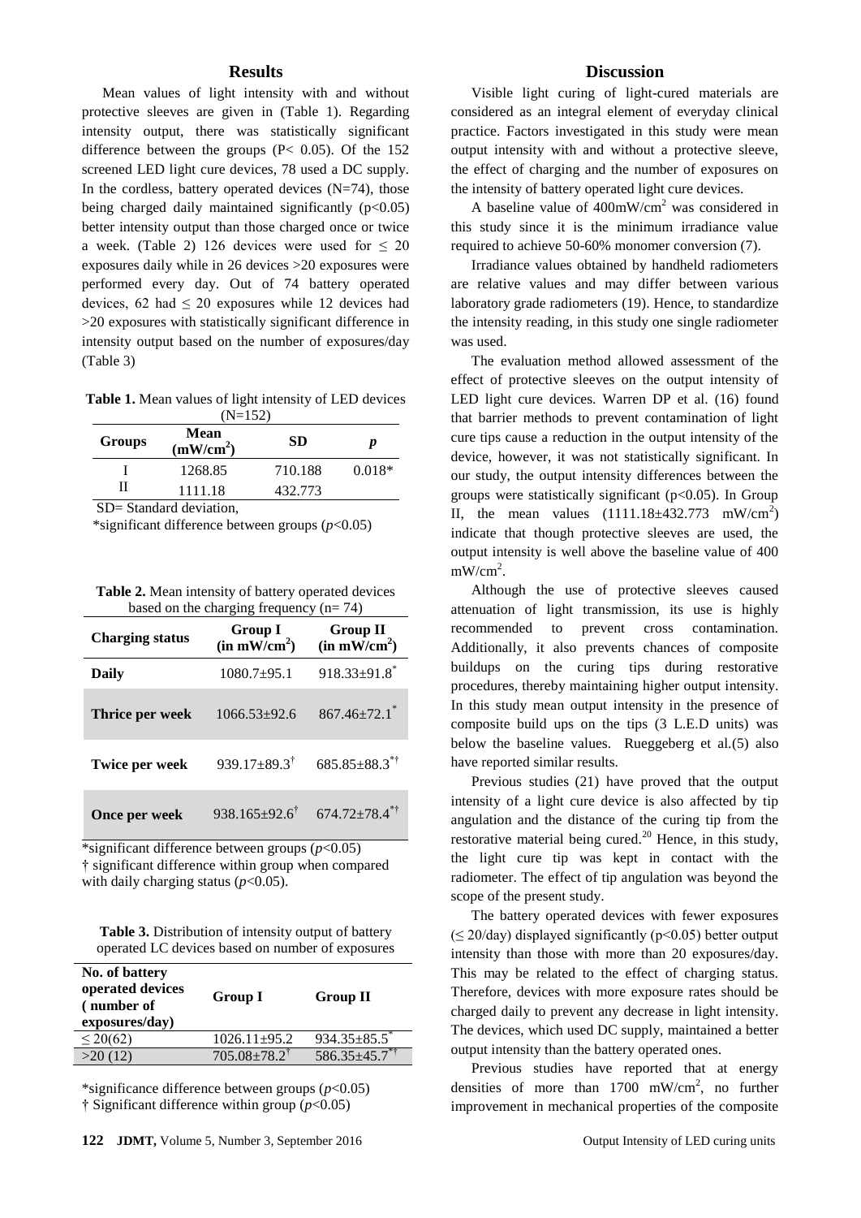## Results

Mean values of light intensity with and without protective sleeves are given in (Table 1). Regarding intensity output, there was statistically significant difference between the groups (P< 0.05). Of the 152 screened LED light cure devices, 78 used a DC supply. In the cordless, battery operated devices (N=74), those being charged daily maintained significantly (p<0.05) better intensity output than those charged once or twice a week. (Table 2) 126 devices were used for ≤ 20 exposures daily while in 26 devices >20 exposures were performed every day. Out of 74 battery operated devices, 62 had ≤ 20 exposures while 12 devices had >20 exposures with statistically significant difference in intensity output based on the number of exposures/day (Table 3)

**Table 1.** Mean values of light intensity of LED devices (N=152)

| Groups | Mean ($mW/cm^2$) | SD | *p* |
|---|---|---|---|
| I | 1268.85 | 710.188 | 0.018* |
| II | 1111.18 | 432.773 | |

SD= Standard deviation,

*significant difference between groups (*p*<0.05)

**Table 2.** Mean intensity of battery operated devices based on the charging frequency (n= 74)

| Charging status | Group I (in $mW/cm^2$) | Group II (in $mW/cm^2$) |
|---|---|---|
| **Daily** | 1080.7±95.1 | 918.33±91.8* |
| **Thrice per week** | 1066.53±92.6 | 867.46±72.1* |
| **Twice per week** | 939.17±89.3† | 685.85±88.3*† |
| **Once per week** | 938.165±92.6† | 674.72±78.4*† |

*significant difference between groups (*p*<0.05)
† significant difference within group when compared with daily charging status (*p*<0.05).

**Table 3.** Distribution of intensity output of battery operated LC devices based on number of exposures

| No. of battery operated devices ( number of exposures/day) | Group I | Group II |
|---|---|---|
| ≤ 20(62) | 1026.11±95.2 | 934.35±85.5* |
| >20 (12) | 705.08±78.2† | 586.35±45.7*† |

*significance difference between groups (*p*<0.05)
† Significant difference within group (*p*<0.05)

## Discussion

Visible light curing of light-cured materials are considered as an integral element of everyday clinical practice. Factors investigated in this study were mean output intensity with and without a protective sleeve, the effect of charging and the number of exposures on the intensity of battery operated light cure devices.

A baseline value of $400mW/cm^2$ was considered in this study since it is the minimum irradiance value required to achieve 50-60% monomer conversion (7).

Irradiance values obtained by handheld radiometers are relative values and may differ between various laboratory grade radiometers (19). Hence, to standardize the intensity reading, in this study one single radiometer was used.

The evaluation method allowed assessment of the effect of protective sleeves on the output intensity of LED light cure devices. Warren DP et al. (16) found that barrier methods to prevent contamination of light cure tips cause a reduction in the output intensity of the device, however, it was not statistically significant. In our study, the output intensity differences between the groups were statistically significant (p<0.05). In Group II, the mean values (1111.18±432.773 $mW/cm^2$) indicate that though protective sleeves are used, the output intensity is well above the baseline value of 400 $mW/cm^2$.

Although the use of protective sleeves caused attenuation of light transmission, its use is highly recommended to prevent cross contamination. Additionally, it also prevents chances of composite buildups on the curing tips during restorative procedures, thereby maintaining higher output intensity. In this study mean output intensity in the presence of composite build ups on the tips (3 L.E.D units) was below the baseline values. Rueggeberg et al.(5) also have reported similar results.

Previous studies (21) have proved that the output intensity of a light cure device is also affected by tip angulation and the distance of the curing tip from the restorative material being cured.[20] Hence, in this study, the light cure tip was kept in contact with the radiometer. The effect of tip angulation was beyond the scope of the present study.

The battery operated devices with fewer exposures (≤ 20/day) displayed significantly (p<0.05) better output intensity than those with more than 20 exposures/day. This may be related to the effect of charging status. Therefore, devices with more exposure rates should be charged daily to prevent any decrease in light intensity. The devices, which used DC supply, maintained a better output intensity than the battery operated ones.

Previous studies have reported that at energy densities of more than 1700 $mW/cm^2$, no further improvement in mechanical properties of the composite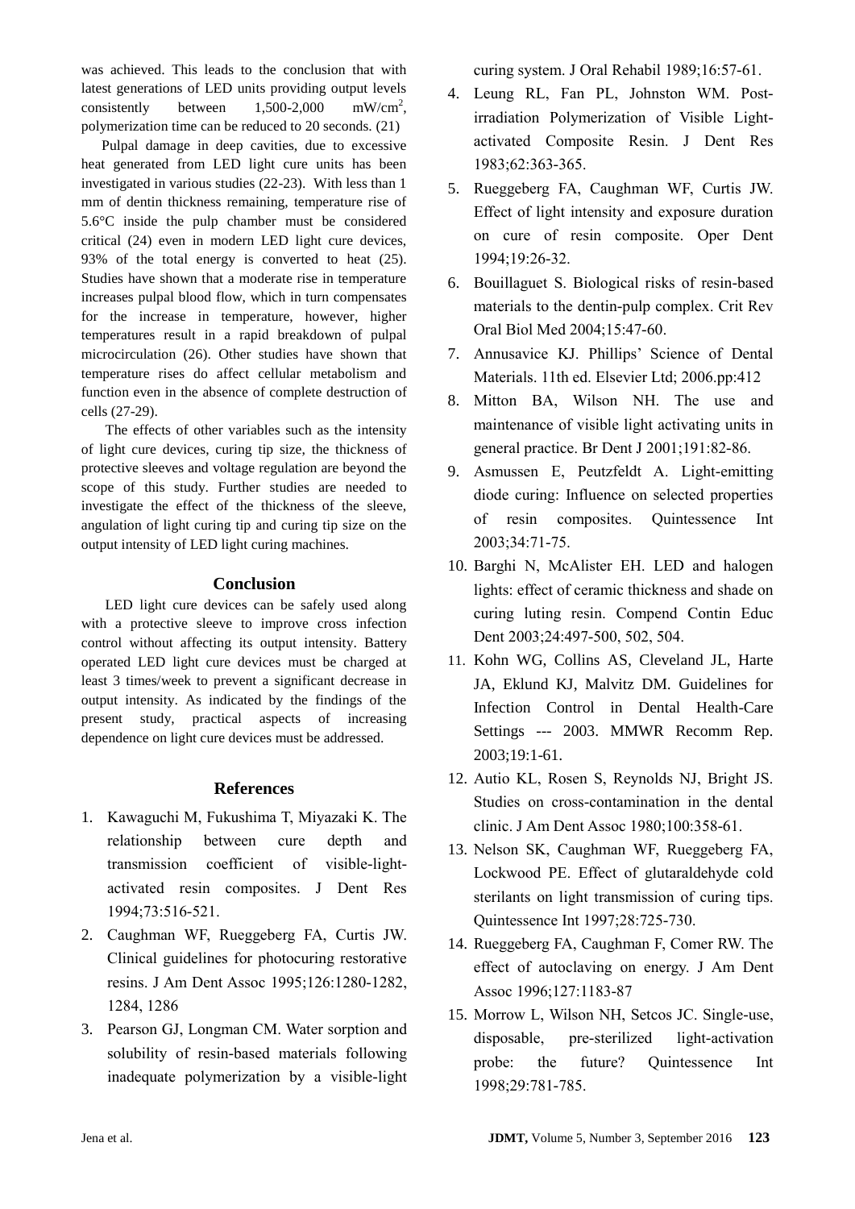was achieved. This leads to the conclusion that with latest generations of LED units providing output levels consistently between 1,500-2,000 $mW/cm^2$, polymerization time can be reduced to 20 seconds. (21)

Pulpal damage in deep cavities, due to excessive heat generated from LED light cure units has been investigated in various studies (22-23). With less than 1 mm of dentin thickness remaining, temperature rise of 5.6°C inside the pulp chamber must be considered critical (24) even in modern LED light cure devices, 93% of the total energy is converted to heat (25). Studies have shown that a moderate rise in temperature increases pulpal blood flow, which in turn compensates for the increase in temperature, however, higher temperatures result in a rapid breakdown of pulpal microcirculation (26). Other studies have shown that temperature rises do affect cellular metabolism and function even in the absence of complete destruction of cells (27-29).

The effects of other variables such as the intensity of light cure devices, curing tip size, the thickness of protective sleeves and voltage regulation are beyond the scope of this study. Further studies are needed to investigate the effect of the thickness of the sleeve, angulation of light curing tip and curing tip size on the output intensity of LED light curing machines.

## Conclusion

LED light cure devices can be safely used along with a protective sleeve to improve cross infection control without affecting its output intensity. Battery operated LED light cure devices must be charged at least 3 times/week to prevent a significant decrease in output intensity. As indicated by the findings of the present study, practical aspects of increasing dependence on light cure devices must be addressed.

## References

1. Kawaguchi M, Fukushima T, Miyazaki K. The relationship between cure depth and transmission coefficient of visible-light-activated resin composites. J Dent Res 1994;73:516-521.
2. Caughman WF, Rueggeberg FA, Curtis JW. Clinical guidelines for photocuring restorative resins. J Am Dent Assoc 1995;126:1280-1282, 1284, 1286
3. Pearson GJ, Longman CM. Water sorption and solubility of resin-based materials following inadequate polymerization by a visible-light curing system. J Oral Rehabil 1989;16:57-61.
4. Leung RL, Fan PL, Johnston WM. Post-irradiation Polymerization of Visible Light-activated Composite Resin. J Dent Res 1983;62:363-365.
5. Rueggeberg FA, Caughman WF, Curtis JW. Effect of light intensity and exposure duration on cure of resin composite. Oper Dent 1994;19:26-32.
6. Bouillaguet S. Biological risks of resin-based materials to the dentin-pulp complex. Crit Rev Oral Biol Med 2004;15:47-60.
7. Annusavice KJ. Phillips' Science of Dental Materials. 11th ed. Elsevier Ltd; 2006.pp:412
8. Mitton BA, Wilson NH. The use and maintenance of visible light activating units in general practice. Br Dent J 2001;191:82-86.
9. Asmussen E, Peutzfeldt A. Light-emitting diode curing: Influence on selected properties of resin composites. Quintessence Int 2003;34:71-75.
10. Barghi N, McAlister EH. LED and halogen lights: effect of ceramic thickness and shade on curing luting resin. Compend Contin Educ Dent 2003;24:497-500, 502, 504.
11. Kohn WG, Collins AS, Cleveland JL, Harte JA, Eklund KJ, Malvitz DM. Guidelines for Infection Control in Dental Health-Care Settings --- 2003. MMWR Recomm Rep. 2003;19:1-61.
12. Autio KL, Rosen S, Reynolds NJ, Bright JS. Studies on cross-contamination in the dental clinic. J Am Dent Assoc 1980;100:358-61.
13. Nelson SK, Caughman WF, Rueggeberg FA, Lockwood PE. Effect of glutaraldehyde cold sterilants on light transmission of curing tips. Quintessence Int 1997;28:725-730.
14. Rueggeberg FA, Caughman F, Comer RW. The effect of autoclaving on energy. J Am Dent Assoc 1996;127:1183-87
15. Morrow L, Wilson NH, Setcos JC. Single-use, disposable, pre-sterilized light-activation probe: the future? Quintessence Int 1998;29:781-785.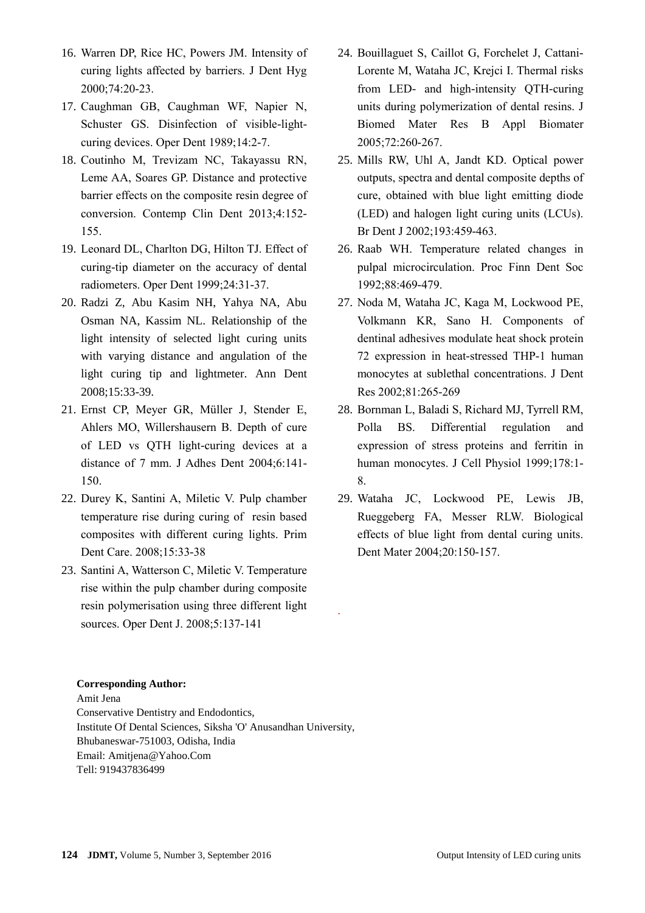16. Warren DP, Rice HC, Powers JM. Intensity of curing lights affected by barriers. J Dent Hyg 2000;74:20-23.
17. Caughman GB, Caughman WF, Napier N, Schuster GS. Disinfection of visible-light-curing devices. Oper Dent 1989;14:2-7.
18. Coutinho M, Trevizam NC, Takayassu RN, Leme AA, Soares GP. Distance and protective barrier effects on the composite resin degree of conversion. Contemp Clin Dent 2013;4:152-155.
19. Leonard DL, Charlton DG, Hilton TJ. Effect of curing-tip diameter on the accuracy of dental radiometers. Oper Dent 1999;24:31-37.
20. Radzi Z, Abu Kasim NH, Yahya NA, Abu Osman NA, Kassim NL. Relationship of the light intensity of selected light curing units with varying distance and angulation of the light curing tip and lightmeter. Ann Dent 2008;15:33-39.
21. Ernst CP, Meyer GR, Müller J, Stender E, Ahlers MO, Willershausern B. Depth of cure of LED vs QTH light-curing devices at a distance of 7 mm. J Adhes Dent 2004;6:141-150.
22. Durey K, Santini A, Miletic V. Pulp chamber temperature rise during curing of resin based composites with different curing lights. Prim Dent Care. 2008;15:33-38
23. Santini A, Watterson C, Miletic V. Temperature rise within the pulp chamber during composite resin polymerisation using three different light sources. Oper Dent J. 2008;5:137-141
24. Bouillaguet S, Caillot G, Forchelet J, Cattani-Lorente M, Wataha JC, Krejci I. Thermal risks from LED- and high-intensity QTH-curing units during polymerization of dental resins. J Biomed Mater Res B Appl Biomater 2005;72:260-267.
25. Mills RW, Uhl A, Jandt KD. Optical power outputs, spectra and dental composite depths of cure, obtained with blue light emitting diode (LED) and halogen light curing units (LCUs). Br Dent J 2002;193:459-463.
26. Raab WH. Temperature related changes in pulpal microcirculation. Proc Finn Dent Soc 1992;88:469-479.
27. Noda M, Wataha JC, Kaga M, Lockwood PE, Volkmann KR, Sano H. Components of dentinal adhesives modulate heat shock protein 72 expression in heat-stressed THP-1 human monocytes at sublethal concentrations. J Dent Res 2002;81:265-269
28. Bornman L, Baladi S, Richard MJ, Tyrrell RM, Polla BS. Differential regulation and expression of stress proteins and ferritin in human monocytes. J Cell Physiol 1999;178:1-8.
29. Wataha JC, Lockwood PE, Lewis JB, Rueggeberg FA, Messer RLW. Biological effects of blue light from dental curing units. Dent Mater 2004;20:150-157.

**Corresponding Author:**
Amit Jena
Conservative Dentistry and Endodontics,
Institute Of Dental Sciences, Siksha 'O' Anusandhan University,
Bhubaneswar-751003, Odisha, India
Email: Amitjena@Yahoo.Com
Tell: 919437836499